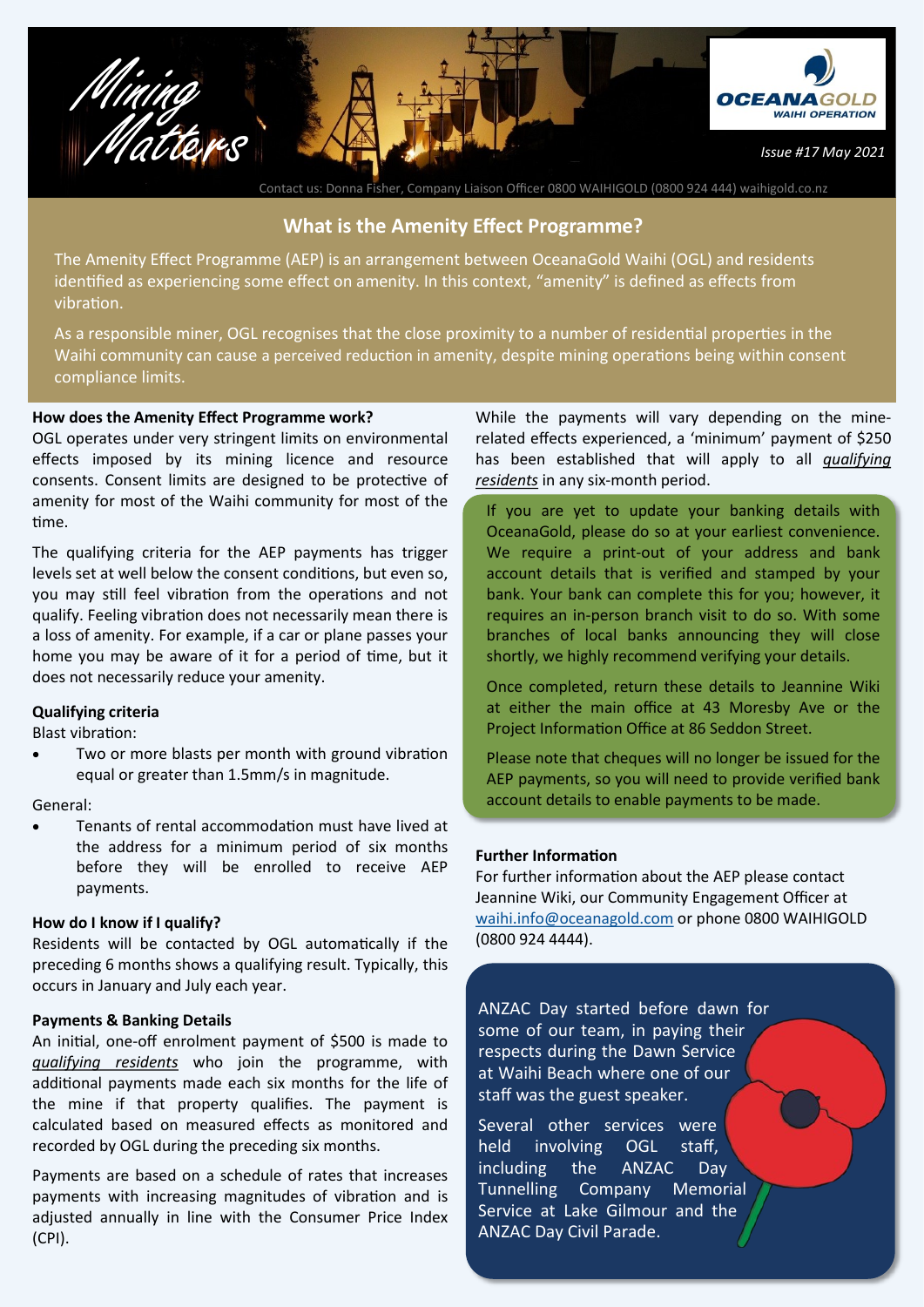# Mining Matters

Issue #17 May 2021

Contact us: Donna Fisher, Company Liaison Officer 0800 WAIHIGOLD (0800 924 444) waihigold.co.nz

## What is the Amenity Effect Programme?

The Amenity Effect Programme (AEP) is an arrangement between OceanaGold Waihi (OGL) and residents identified as experiencing some effect on amenity. In this context, "amenity" is defined as effects from vibration.

As a responsible miner, OGL recognises that the close proximity to a number of residential properties in the Waihi community can cause a perceived reduction in amenity, despite mining operations being within consent compliance limits.

**How does the Amenity Effect Programme work?**

OGL operates under very stringent limits on environmental effects imposed by its mining licence and resource consents. Consent limits are designed to be protective of amenity for most of the Waihi community for most of the time.

The qualifying criteria for the AEP payments has trigger levels set at well below the consent conditions, but even so, you may still feel vibration from the operations and not qualify. Feeling vibration does not necessarily mean there is a loss of amenity. For example, if a car or plane passes your home you may be aware of it for a period of time, but it does not necessarily reduce your amenity.

**Qualifying criteria**

Blast vibration:

- Two or more blasts per month with ground vibration equal or greater than 1.5mm/s in magnitude.

General:

- Tenants of rental accommodation must have lived at the address for a minimum period of six months before they will be enrolled to receive AEP payments.

**How do I know if I qualify?**

Residents will be contacted by OGL automatically if the preceding 6 months shows a qualifying result. Typically, this occurs in January and July each year.

**Payments & Banking Details**

An initial, one-off enrolment payment of $500 is made to *qualifying residents* who join the programme, with additional payments made each six months for the life of the mine if that property qualifies. The payment is calculated based on measured effects as monitored and recorded by OGL during the preceding six months.

Payments are based on a schedule of rates that increases payments with increasing magnitudes of vibration and is adjusted annually in line with the Consumer Price Index (CPI).

While the payments will vary depending on the mine-related effects experienced, a 'minimum' payment of $250 has been established that will apply to all *qualifying residents* in any six-month period.

If you are yet to update your banking details with OceanaGold, please do so at your earliest convenience. We require a print-out of your address and bank account details that is verified and stamped by your bank. Your bank can complete this for you; however, it requires an in-person branch visit to do so. With some branches of local banks announcing they will close shortly, we highly recommend verifying your details.

Once completed, return these details to Jeannine Wiki at either the main office at 43 Moresby Ave or the Project Information Office at 86 Seddon Street.

Please note that cheques will no longer be issued for the AEP payments, so you will need to provide verified bank account details to enable payments to be made.

**Further Information**

For further information about the AEP please contact Jeannine Wiki, our Community Engagement Officer at waihi.info@oceanagold.com or phone 0800 WAIHIGOLD (0800 924 4444).

ANZAC Day started before dawn for some of our team, in paying their respects during the Dawn Service at Waihi Beach where one of our staff was the guest speaker.

Several other services were held involving OGL staff, including the ANZAC Day Tunnelling Company Memorial Service at Lake Gilmour and the ANZAC Day Civil Parade.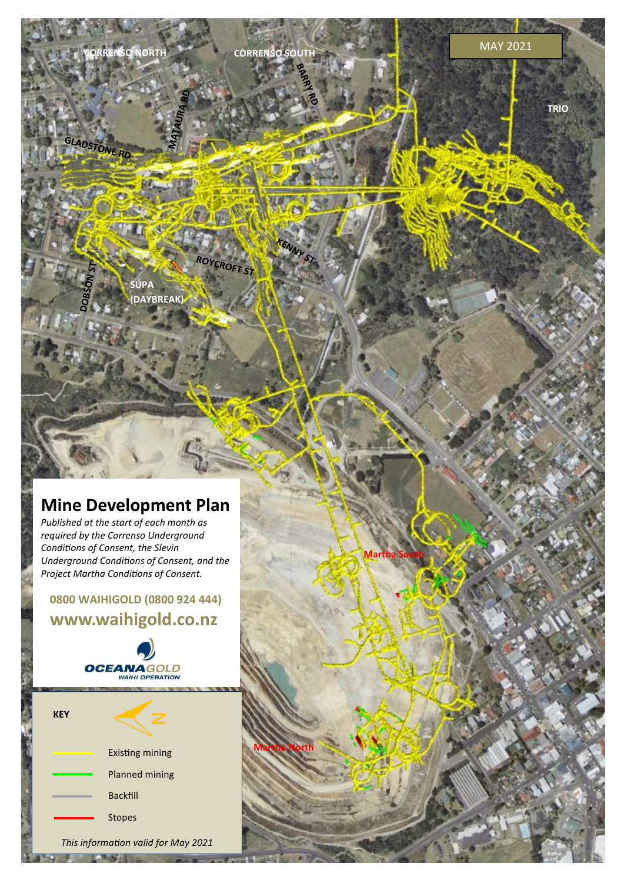MAY 2021

CORRENSO NORTH

CORRENSO SOUTH

BARRY RD

MATAURA RD

GLADSTONE RD

TRIO

KENNY ST

ROYCROFT ST

DOBSON ST

SUPA (DAYBREAK)

Martha South

Martha North

# Mine Development Plan

*Published at the start of each month as required by the Correnso Underground Conditions of Consent, the Slevin Underground Conditions of Consent, and the Project Martha Conditions of Consent.*

**0800 WAIHIGOLD (0800 924 444)**

**www.waihigold.co.nz**

OCEANAGOLD
WAIHI OPERATION

**KEY**

Z

- Existing mining
- Planned mining
- Backfill
- Stopes

*This information valid for May 2021*